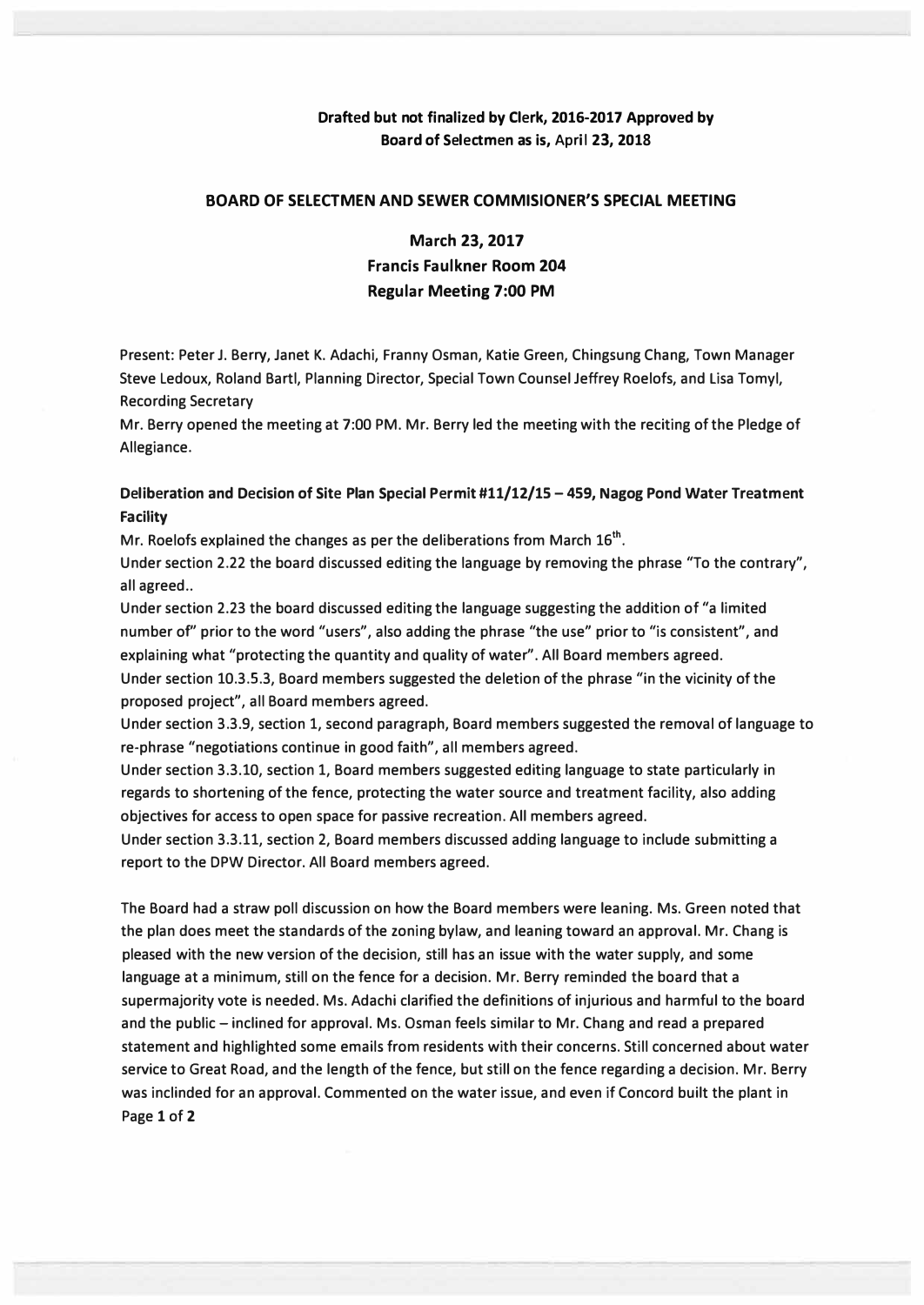**Drafted but not finalized by Clerk, 2016-2017 Approved by Board of Selectmen as is, April 23, 2018**

## BOARD OF SELECTMEN AND SEWER COMMISIONER'S SPECIAL MEETING

**March 23, 2017**
**Francis Faulkner Room 204**
**Regular Meeting 7:00 PM**

Present: Peter J. Berry, Janet K. Adachi, Franny Osman, Katie Green, Chingsung Chang, Town Manager Steve Ledoux, Roland Bartl, Planning Director, Special Town Counsel Jeffrey Roelofs, and Lisa Tomyl, Recording Secretary

Mr. Berry opened the meeting at 7:00 PM. Mr. Berry led the meeting with the reciting of the Pledge of Allegiance.

**Deliberation and Decision of Site Plan Special Permit #11/12/15 – 459, Nagog Pond Water Treatment Facility**

Mr. Roelofs explained the changes as per the deliberations from March 16th.

Under section 2.22 the board discussed editing the language by removing the phrase "To the contrary", all agreed..

Under section 2.23 the board discussed editing the language suggesting the addition of "a limited number of" prior to the word "users", also adding the phrase "the use" prior to "is consistent", and explaining what "protecting the quantity and quality of water". All Board members agreed.

Under section 10.3.5.3, Board members suggested the deletion of the phrase "in the vicinity of the proposed project", all Board members agreed.

Under section 3.3.9, section 1, second paragraph, Board members suggested the removal of language to re-phrase "negotiations continue in good faith", all members agreed.

Under section 3.3.10, section 1, Board members suggested editing language to state particularly in regards to shortening of the fence, protecting the water source and treatment facility, also adding objectives for access to open space for passive recreation. All members agreed.

Under section 3.3.11, section 2, Board members discussed adding language to include submitting a report to the DPW Director. All Board members agreed.

The Board had a straw poll discussion on how the Board members were leaning. Ms. Green noted that the plan does meet the standards of the zoning bylaw, and leaning toward an approval. Mr. Chang is pleased with the new version of the decision, still has an issue with the water supply, and some language at a minimum, still on the fence for a decision. Mr. Berry reminded the board that a supermajority vote is needed. Ms. Adachi clarified the definitions of injurious and harmful to the board and the public – inclined for approval. Ms. Osman feels similar to Mr. Chang and read a prepared statement and highlighted some emails from residents with their concerns. Still concerned about water service to Great Road, and the length of the fence, but still on the fence regarding a decision. Mr. Berry was inclinded for an approval. Commented on the water issue, and even if Concord built the plant in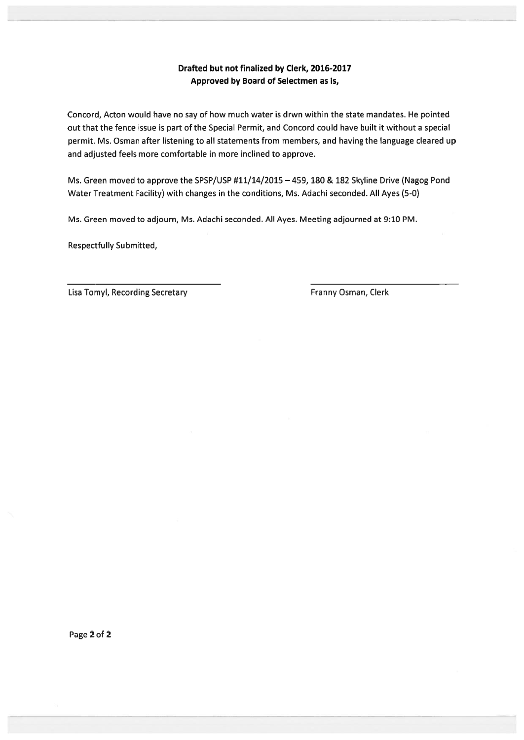**Drafted but not finalized by Clerk, 2016-2017**
**Approved by Board of Selectmen as is,**

Concord, Acton would have no say of how much water is drwn within the state mandates. He pointed out that the fence issue is part of the Special Permit, and Concord could have built it without a special permit. Ms. Osman after listening to all statements from members, and having the language cleared up and adjusted feels more comfortable in more inclined to approve.

Ms. Green moved to approve the SPSP/USP #11/14/2015 – 459, 180 & 182 Skyline Drive (Nagog Pond Water Treatment Facility) with changes in the conditions, Ms. Adachi seconded. All Ayes (5-0)

Ms. Green moved to adjourn, Ms. Adachi seconded. All Ayes. Meeting adjourned at 9:10 PM.

Respectfully Submitted,

\_\_\_\_\_\_\_\_\_\_\_\_\_\_\_\_\_\_\_\_\_\_\_\_\_\_\_\_\_\_
Lisa Tomyl, Recording Secretary

\_\_\_\_\_\_\_\_\_\_\_\_\_\_\_\_\_\_\_\_\_\_\_\_\_\_\_\_\_\_
Franny Osman, Clerk